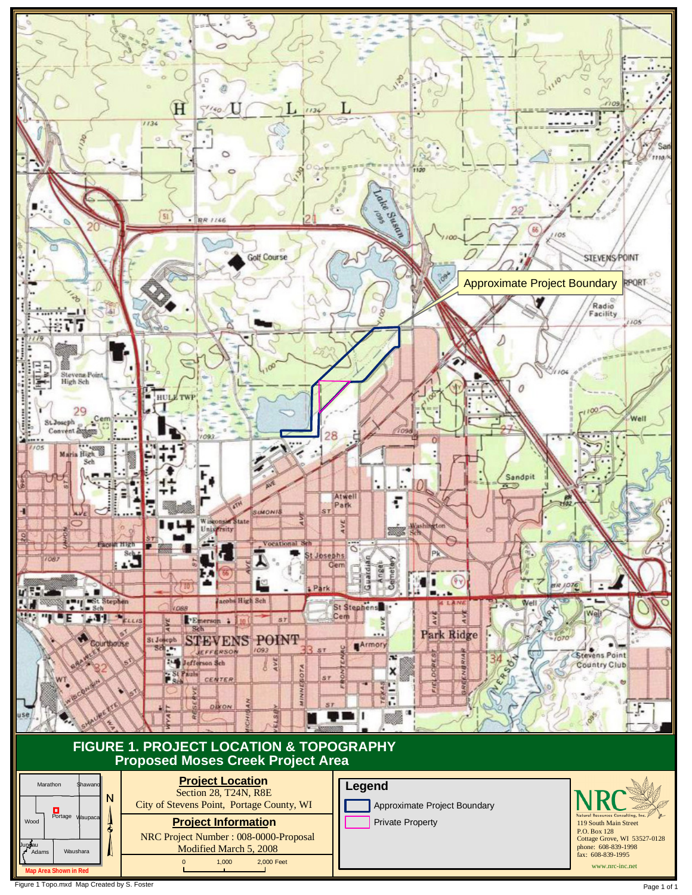# FIGURE 1. PROJECT LOCATION & TOPOGRAPHY

## Proposed Moses Creek Project Area

Approximate Project Boundary

### Project Location

Section 28, T24N, R8E

City of Stevens Point, Portage County, WI

### Project Information

NRC Project Number : 008-0000-Proposal

Modified March 5, 2008

0 1,000 2,000 Feet

### Legend

- Approximate Project Boundary
- Private Property

Map Area Shown in Red

NRC Natural Resources Consulting, Inc.

119 South Main Street

P.O. Box 128

Cottage Grove, WI 53527-0128

phone: 608-839-1998

fax: 608-839-1995

www.nrc-inc.net

Figure 1 Topo.mxd Map Created by S. Foster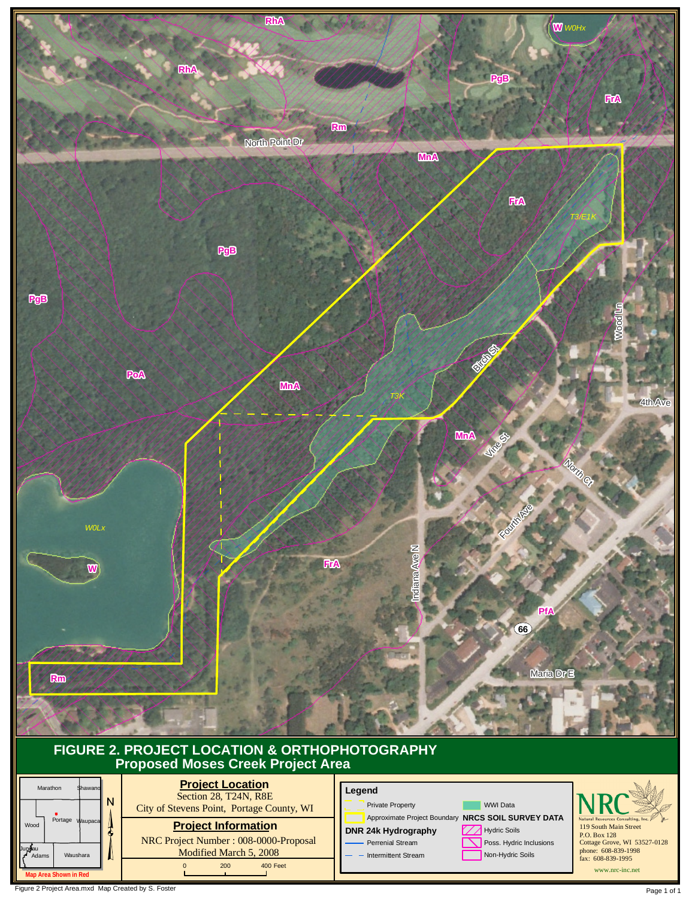RhA

W W0Hx

RhA

PgB

FrA

Rm

North Point Dr

MnA

FrA

T3/E1K

PgB

PgB

Wood Ln

Birch St

PoA

MnA

T3K

4th Ave

MnA

Vine St

North Ct

W0Lx

Fourth Ave

W

FrA

Indiana Ave N

PfA

66

Maria Dr E

Rm

# FIGURE 2. PROJECT LOCATION & ORTHOPHOTOGRAPHY

## Proposed Moses Creek Project Area

Marathon, Shawano, Wood, Portage, Waupaca, Juneau, Adams, Waushara

Map Area Shown in Red

N

**Project Location**

Section 28, T24N, R8E

City of Stevens Point, Portage County, WI

**Project Information**

NRC Project Number : 008-0000-Proposal

Modified March 5, 2008

0 200 400 Feet

**Legend**

- Private Property
- Approximate Project Boundary

**DNR 24k Hydrography**

- Perennial Stream
- Intermittent Stream

- WWI Data

**NRCS SOIL SURVEY DATA**

- Hydric Soils
- Poss. Hydric Inclusions
- Non-Hydric Soils

NRC

Natural Resources Consulting, Inc.

119 South Main Street

P.O. Box 128

Cottage Grove, WI 53527-0128

phone: 608-839-1998

fax: 608-839-1995

www.nrc-inc.net

Figure 2 Project Area.mxd Map Created by S. Foster